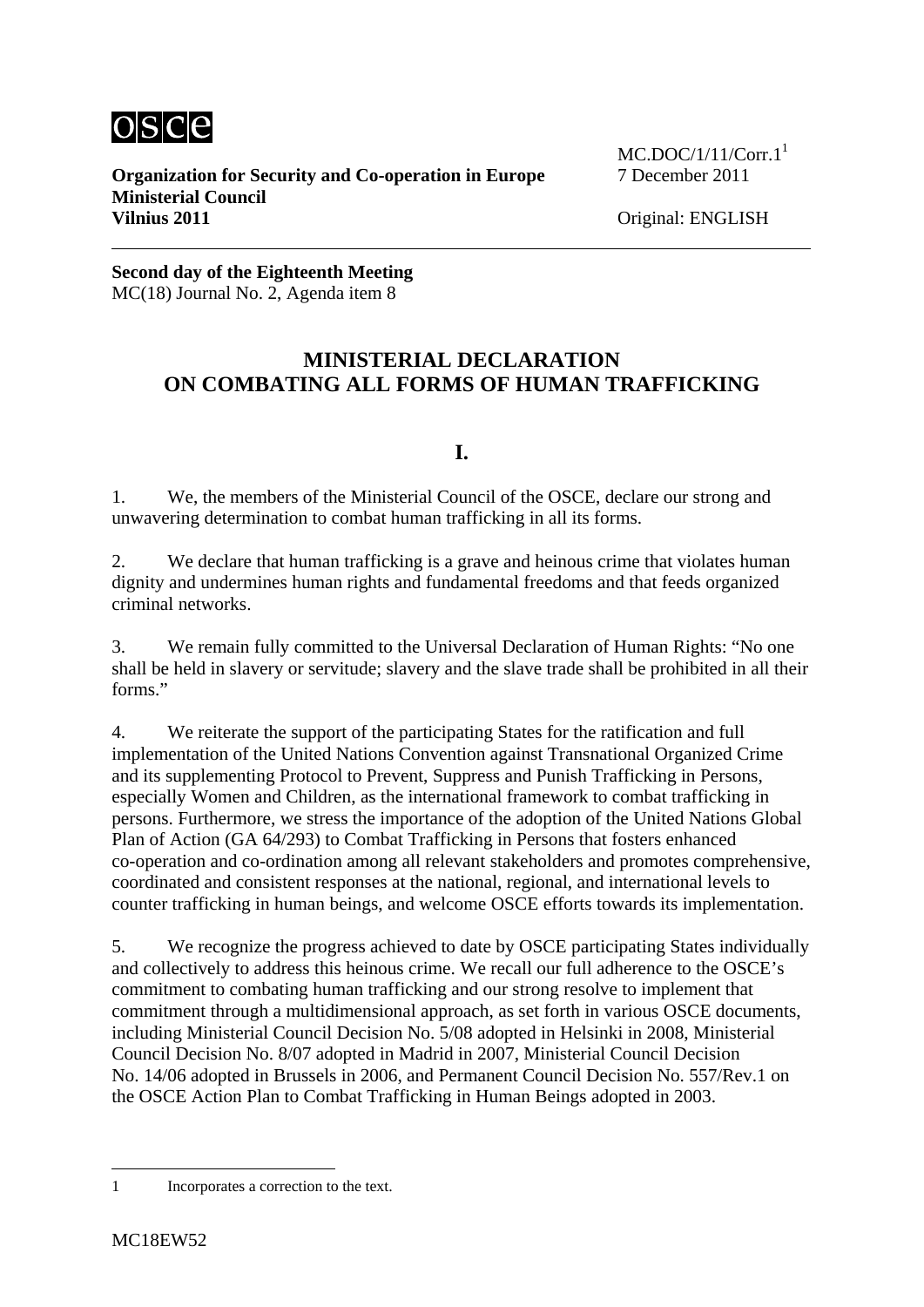**Organization for Security and Co-operation in Europe**
**Ministerial Council**
**Vilnius 2011**

MC.DOC/1/11/Corr.1[1]
7 December 2011

Original: ENGLISH

**Second day of the Eighteenth Meeting**
MC(18) Journal No. 2, Agenda item 8

# MINISTERIAL DECLARATION ON COMBATING ALL FORMS OF HUMAN TRAFFICKING

## I.

1. We, the members of the Ministerial Council of the OSCE, declare our strong and unwavering determination to combat human trafficking in all its forms.

2. We declare that human trafficking is a grave and heinous crime that violates human dignity and undermines human rights and fundamental freedoms and that feeds organized criminal networks.

3. We remain fully committed to the Universal Declaration of Human Rights: "No one shall be held in slavery or servitude; slavery and the slave trade shall be prohibited in all their forms."

4. We reiterate the support of the participating States for the ratification and full implementation of the United Nations Convention against Transnational Organized Crime and its supplementing Protocol to Prevent, Suppress and Punish Trafficking in Persons, especially Women and Children, as the international framework to combat trafficking in persons. Furthermore, we stress the importance of the adoption of the United Nations Global Plan of Action (GA 64/293) to Combat Trafficking in Persons that fosters enhanced co-operation and co-ordination among all relevant stakeholders and promotes comprehensive, coordinated and consistent responses at the national, regional, and international levels to counter trafficking in human beings, and welcome OSCE efforts towards its implementation.

5. We recognize the progress achieved to date by OSCE participating States individually and collectively to address this heinous crime. We recall our full adherence to the OSCE's commitment to combating human trafficking and our strong resolve to implement that commitment through a multidimensional approach, as set forth in various OSCE documents, including Ministerial Council Decision No. 5/08 adopted in Helsinki in 2008, Ministerial Council Decision No. 8/07 adopted in Madrid in 2007, Ministerial Council Decision No. 14/06 adopted in Brussels in 2006, and Permanent Council Decision No. 557/Rev.1 on the OSCE Action Plan to Combat Trafficking in Human Beings adopted in 2003.

---

1 Incorporates a correction to the text.

MC18EW52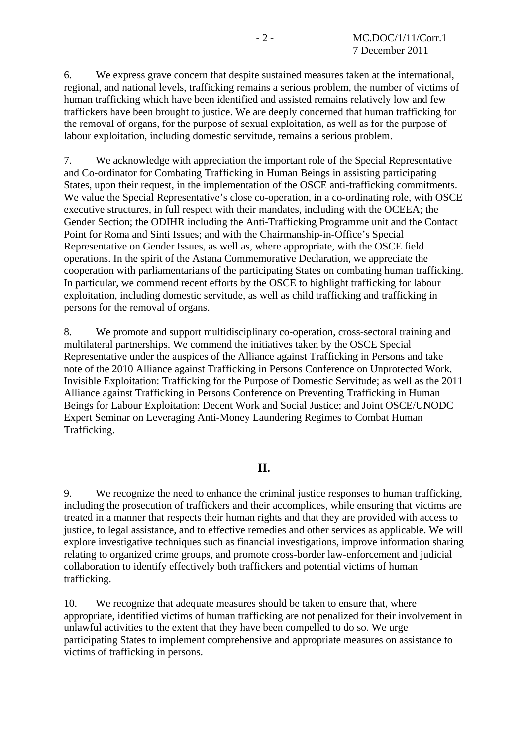6. We express grave concern that despite sustained measures taken at the international, regional, and national levels, trafficking remains a serious problem, the number of victims of human trafficking which have been identified and assisted remains relatively low and few traffickers have been brought to justice. We are deeply concerned that human trafficking for the removal of organs, for the purpose of sexual exploitation, as well as for the purpose of labour exploitation, including domestic servitude, remains a serious problem.

7. We acknowledge with appreciation the important role of the Special Representative and Co-ordinator for Combating Trafficking in Human Beings in assisting participating States, upon their request, in the implementation of the OSCE anti-trafficking commitments. We value the Special Representative's close co-operation, in a co-ordinating role, with OSCE executive structures, in full respect with their mandates, including with the OCEEA; the Gender Section; the ODIHR including the Anti-Trafficking Programme unit and the Contact Point for Roma and Sinti Issues; and with the Chairmanship-in-Office's Special Representative on Gender Issues, as well as, where appropriate, with the OSCE field operations. In the spirit of the Astana Commemorative Declaration, we appreciate the cooperation with parliamentarians of the participating States on combating human trafficking. In particular, we commend recent efforts by the OSCE to highlight trafficking for labour exploitation, including domestic servitude, as well as child trafficking and trafficking in persons for the removal of organs.

8. We promote and support multidisciplinary co-operation, cross-sectoral training and multilateral partnerships. We commend the initiatives taken by the OSCE Special Representative under the auspices of the Alliance against Trafficking in Persons and take note of the 2010 Alliance against Trafficking in Persons Conference on Unprotected Work, Invisible Exploitation: Trafficking for the Purpose of Domestic Servitude; as well as the 2011 Alliance against Trafficking in Persons Conference on Preventing Trafficking in Human Beings for Labour Exploitation: Decent Work and Social Justice; and Joint OSCE/UNODC Expert Seminar on Leveraging Anti-Money Laundering Regimes to Combat Human Trafficking.

## II.

9. We recognize the need to enhance the criminal justice responses to human trafficking, including the prosecution of traffickers and their accomplices, while ensuring that victims are treated in a manner that respects their human rights and that they are provided with access to justice, to legal assistance, and to effective remedies and other services as applicable. We will explore investigative techniques such as financial investigations, improve information sharing relating to organized crime groups, and promote cross-border law-enforcement and judicial collaboration to identify effectively both traffickers and potential victims of human trafficking.

10. We recognize that adequate measures should be taken to ensure that, where appropriate, identified victims of human trafficking are not penalized for their involvement in unlawful activities to the extent that they have been compelled to do so. We urge participating States to implement comprehensive and appropriate measures on assistance to victims of trafficking in persons.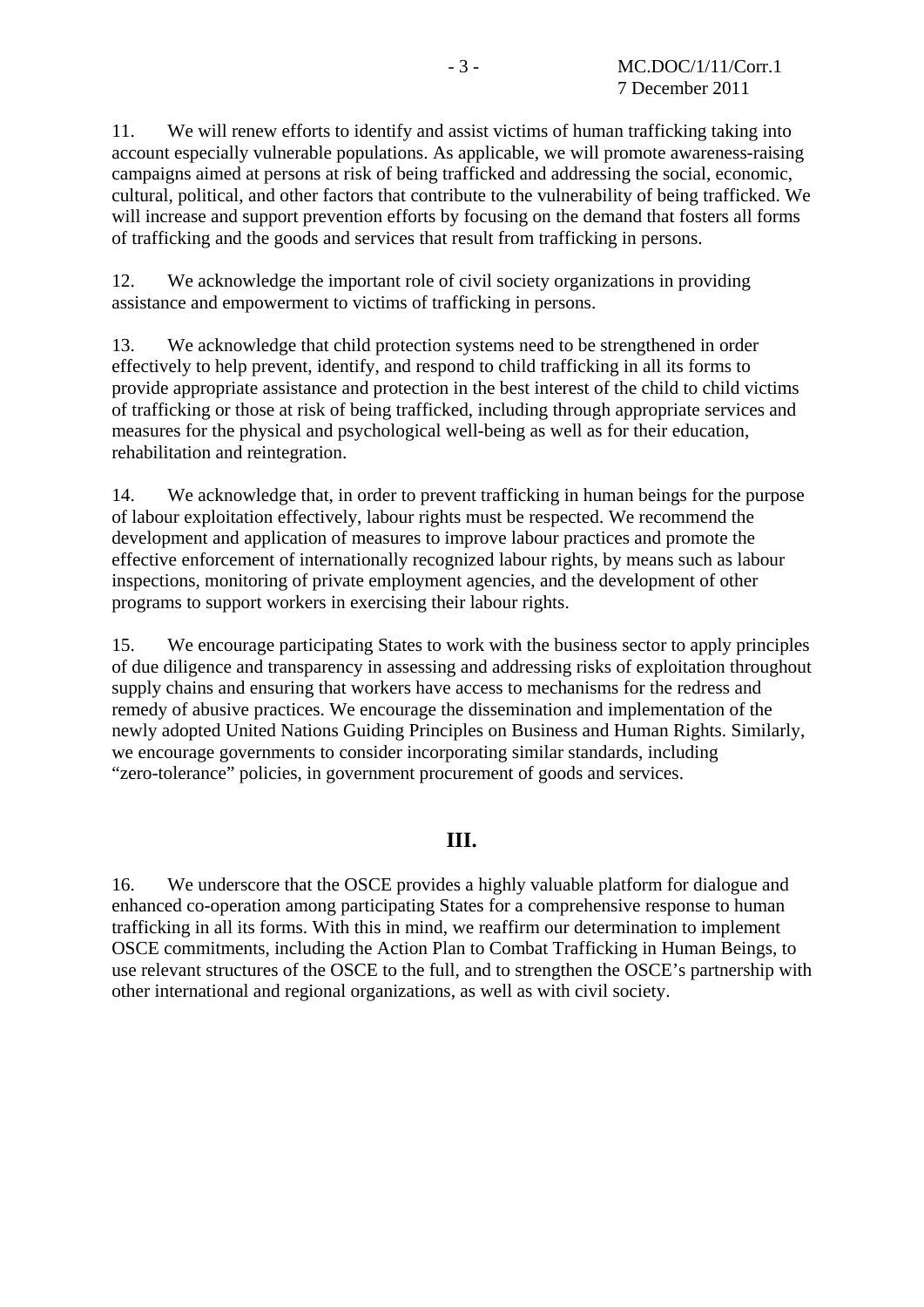11. We will renew efforts to identify and assist victims of human trafficking taking into account especially vulnerable populations. As applicable, we will promote awareness-raising campaigns aimed at persons at risk of being trafficked and addressing the social, economic, cultural, political, and other factors that contribute to the vulnerability of being trafficked. We will increase and support prevention efforts by focusing on the demand that fosters all forms of trafficking and the goods and services that result from trafficking in persons.

12. We acknowledge the important role of civil society organizations in providing assistance and empowerment to victims of trafficking in persons.

13. We acknowledge that child protection systems need to be strengthened in order effectively to help prevent, identify, and respond to child trafficking in all its forms to provide appropriate assistance and protection in the best interest of the child to child victims of trafficking or those at risk of being trafficked, including through appropriate services and measures for the physical and psychological well-being as well as for their education, rehabilitation and reintegration.

14. We acknowledge that, in order to prevent trafficking in human beings for the purpose of labour exploitation effectively, labour rights must be respected. We recommend the development and application of measures to improve labour practices and promote the effective enforcement of internationally recognized labour rights, by means such as labour inspections, monitoring of private employment agencies, and the development of other programs to support workers in exercising their labour rights.

15. We encourage participating States to work with the business sector to apply principles of due diligence and transparency in assessing and addressing risks of exploitation throughout supply chains and ensuring that workers have access to mechanisms for the redress and remedy of abusive practices. We encourage the dissemination and implementation of the newly adopted United Nations Guiding Principles on Business and Human Rights. Similarly, we encourage governments to consider incorporating similar standards, including "zero-tolerance" policies, in government procurement of goods and services.

## III.

16. We underscore that the OSCE provides a highly valuable platform for dialogue and enhanced co-operation among participating States for a comprehensive response to human trafficking in all its forms. With this in mind, we reaffirm our determination to implement OSCE commitments, including the Action Plan to Combat Trafficking in Human Beings, to use relevant structures of the OSCE to the full, and to strengthen the OSCE's partnership with other international and regional organizations, as well as with civil society.